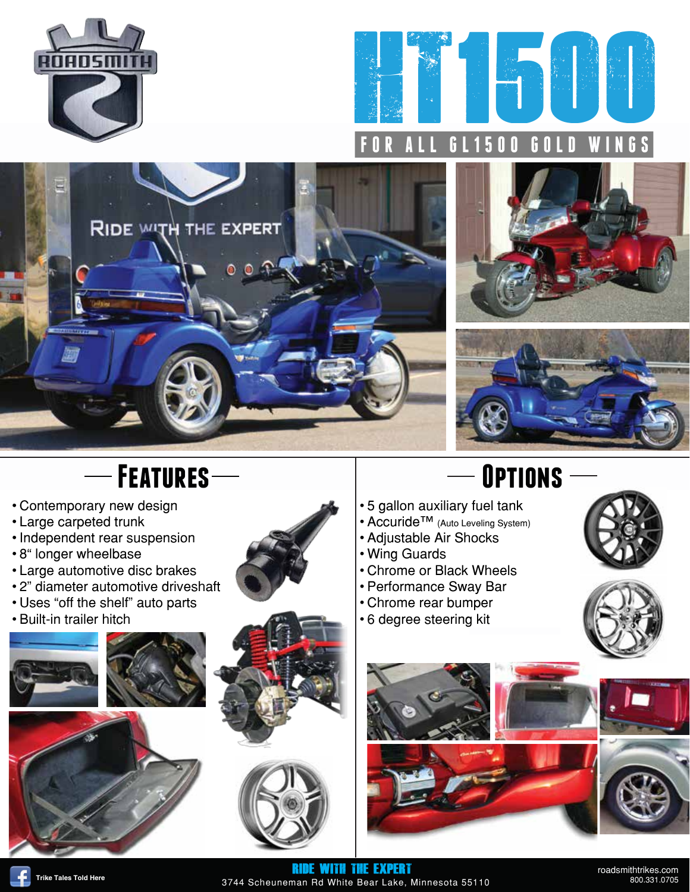# HT1500

FOR ALL GL1500 GOLD WINGS

RIDE WITH THE EXPERT

## Features

- Contemporary new design
- Large carpeted trunk
- Independent rear suspension
- 8" longer wheelbase
- Large automotive disc brakes
- 2" diameter automotive driveshaft
- Uses "off the shelf" auto parts
- Built-in trailer hitch

## Options

- 5 gallon auxiliary fuel tank
- Accuride™ (Auto Leveling System)
- Adjustable Air Shocks
- Wing Guards
- Chrome or Black Wheels
- Performance Sway Bar
- Chrome rear bumper
- 6 degree steering kit

Trike Tales Told Here

**RIDE WITH THE EXPERT**

3744 Scheuneman Rd White Bear Lake, Minnesota 55110

roadsmithtrikes.com
800.331.0705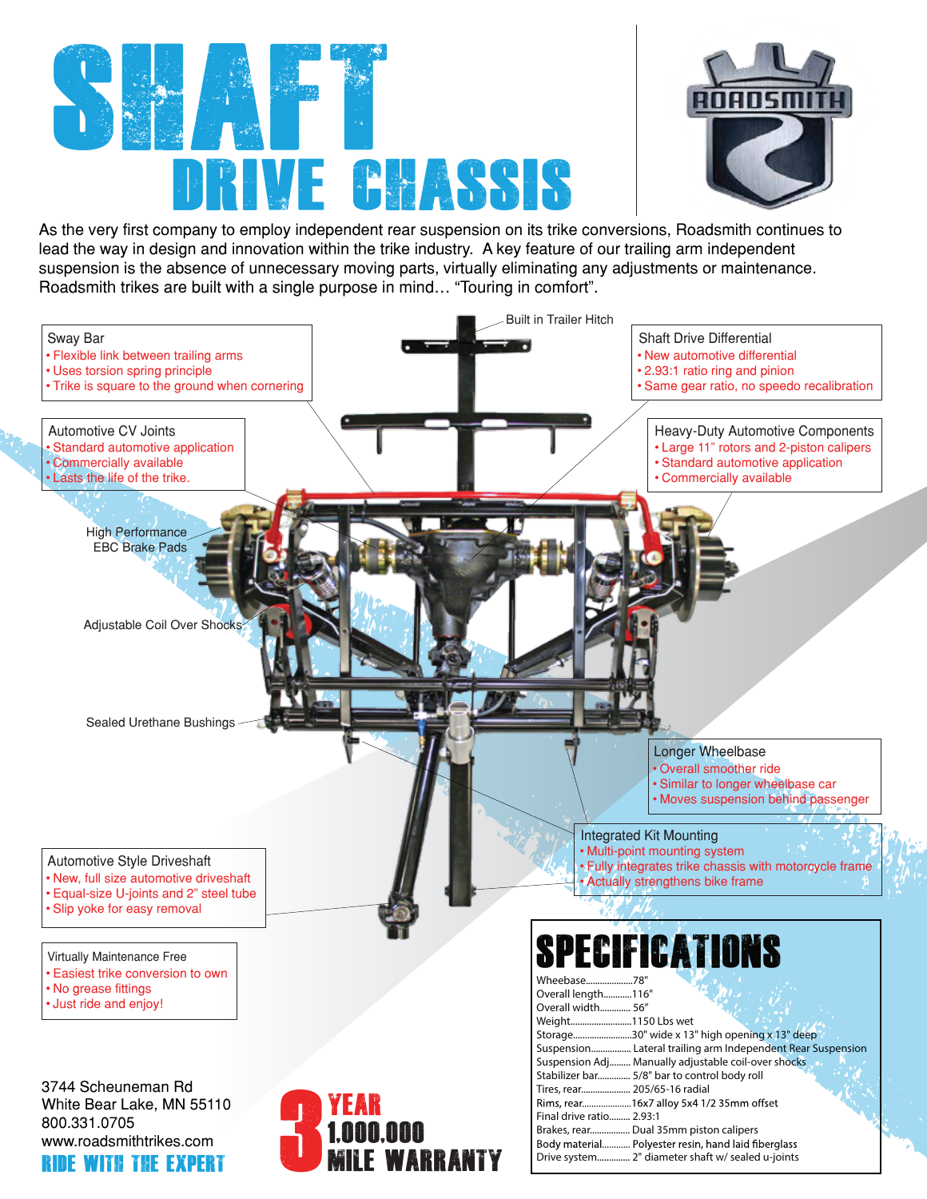# SHAFT DRIVE CHASSIS

ROADSMITH

As the very first company to employ independent rear suspension on its trike conversions, Roadsmith continues to lead the way in design and innovation within the trike industry. A key feature of our trailing arm independent suspension is the absence of unnecessary moving parts, virtually eliminating any adjustments or maintenance. Roadsmith trikes are built with a single purpose in mind… "Touring in comfort".

Built in Trailer Hitch

**Sway Bar**
- Flexible link between trailing arms
- Uses torsion spring principle
- Trike is square to the ground when cornering

**Shaft Drive Differential**
- New automotive differential
- 2.93:1 ratio ring and pinion
- Same gear ratio, no speedo recalibration

**Automotive CV Joints**
- Standard automotive application
- Commercially available
- Lasts the life of the trike.

**Heavy-Duty Automotive Components**
- Large 11" rotors and 2-piston calipers
- Standard automotive application
- Commercially available

High Performance EBC Brake Pads

Adjustable Coil Over Shocks

Sealed Urethane Bushings

**Longer Wheelbase**
- Overall smoother ride
- Similar to longer wheelbase car
- Moves suspension behind passenger

**Integrated Kit Mounting**
- Multi-point mounting system
- Fully integrates trike chassis with motorcycle frame
- Actually strengthens bike frame

**Automotive Style Driveshaft**
- New, full size automotive driveshaft
- Equal-size U-joints and 2" steel tube
- Slip yoke for easy removal

**Virtually Maintenance Free**
- Easiest trike conversion to own
- No grease fittings
- Just ride and enjoy!

## SPECIFICATIONS

| | |
|---|---|
| Wheebase | 78" |
| Overall length | 116" |
| Overall width | 56" |
| Weight | 1150 Lbs wet |
| Storage | 30" wide x 13" high opening x 13" deep |
| Suspension | Lateral trailing arm Independent Rear Suspension |
| Suspension Adj | Manually adjustable coil-over shocks |
| Stabilizer bar | 5/8" bar to control body roll |
| Tires, rear | 205/65-16 radial |
| Rims, rear | 16x7 alloy 5x4 1/2 35mm offset |
| Final drive ratio | 2.93:1 |
| Brakes, rear | Dual 35mm piston calipers |
| Body material | Polyester resin, hand laid fiberglass |
| Drive system | 2" diameter shaft w/ sealed u-joints |

3744 Scheuneman Rd
White Bear Lake, MN 55110
800.331.0705
www.roadsmithtrikes.com

**RIDE WITH THE EXPERT**

**3 YEAR 1,000,000 MILE WARRANTY**